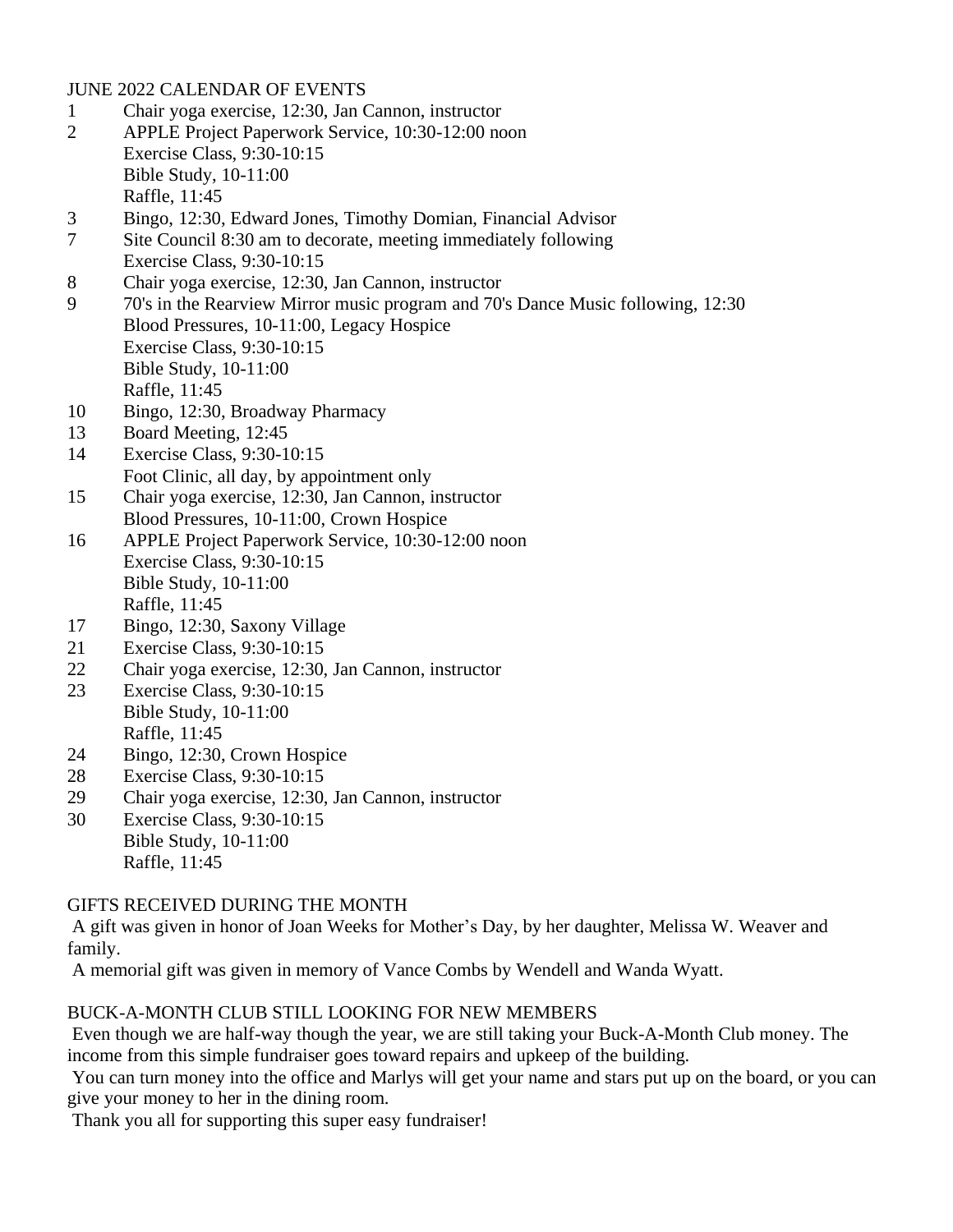## JUNE 2022 CALENDAR OF EVENTS

1 Chair yoga exercise, 12:30, Jan Cannon, instructor

2 APPLE Project Paperwork Service, 10:30-12:00 noon
Exercise Class, 9:30-10:15
Bible Study, 10-11:00
Raffle, 11:45

3 Bingo, 12:30, Edward Jones, Timothy Domian, Financial Advisor

7 Site Council 8:30 am to decorate, meeting immediately following
Exercise Class, 9:30-10:15

8 Chair yoga exercise, 12:30, Jan Cannon, instructor

9 70's in the Rearview Mirror music program and 70's Dance Music following, 12:30
Blood Pressures, 10-11:00, Legacy Hospice
Exercise Class, 9:30-10:15
Bible Study, 10-11:00
Raffle, 11:45

10 Bingo, 12:30, Broadway Pharmacy

13 Board Meeting, 12:45

14 Exercise Class, 9:30-10:15
Foot Clinic, all day, by appointment only

15 Chair yoga exercise, 12:30, Jan Cannon, instructor
Blood Pressures, 10-11:00, Crown Hospice

16 APPLE Project Paperwork Service, 10:30-12:00 noon
Exercise Class, 9:30-10:15
Bible Study, 10-11:00
Raffle, 11:45

17 Bingo, 12:30, Saxony Village

21 Exercise Class, 9:30-10:15

22 Chair yoga exercise, 12:30, Jan Cannon, instructor

23 Exercise Class, 9:30-10:15
Bible Study, 10-11:00
Raffle, 11:45

24 Bingo, 12:30, Crown Hospice

28 Exercise Class, 9:30-10:15

29 Chair yoga exercise, 12:30, Jan Cannon, instructor

30 Exercise Class, 9:30-10:15
Bible Study, 10-11:00
Raffle, 11:45

## GIFTS RECEIVED DURING THE MONTH

A gift was given in honor of Joan Weeks for Mother's Day, by her daughter, Melissa W. Weaver and family.

A memorial gift was given in memory of Vance Combs by Wendell and Wanda Wyatt.

## BUCK-A-MONTH CLUB STILL LOOKING FOR NEW MEMBERS

Even though we are half-way though the year, we are still taking your Buck-A-Month Club money. The income from this simple fundraiser goes toward repairs and upkeep of the building.

You can turn money into the office and Marlys will get your name and stars put up on the board, or you can give your money to her in the dining room.

Thank you all for supporting this super easy fundraiser!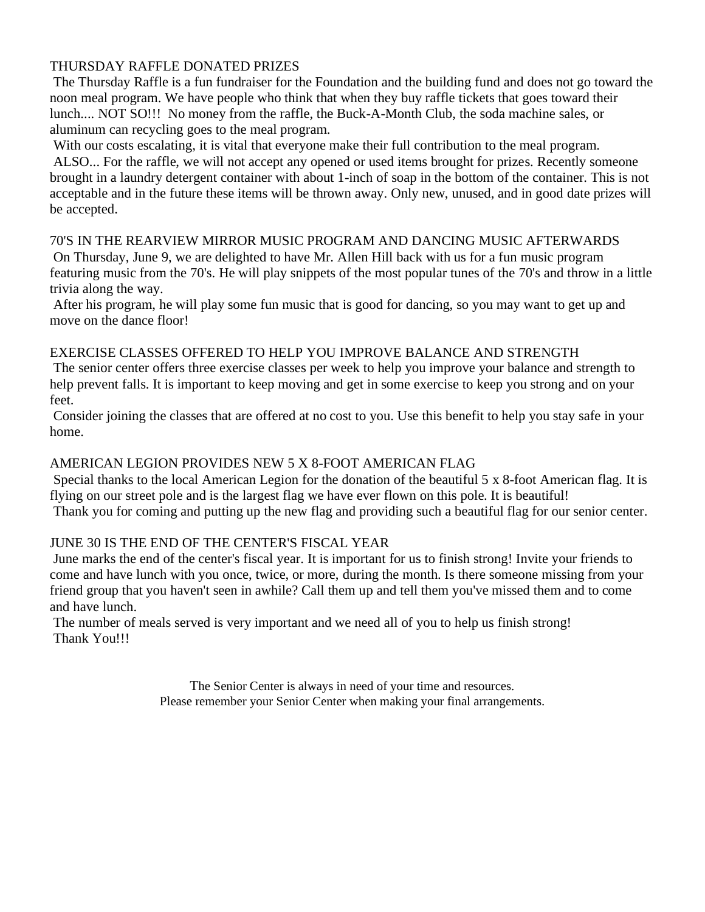## THURSDAY RAFFLE DONATED PRIZES

The Thursday Raffle is a fun fundraiser for the Foundation and the building fund and does not go toward the noon meal program. We have people who think that when they buy raffle tickets that goes toward their lunch.... NOT SO!!! No money from the raffle, the Buck-A-Month Club, the soda machine sales, or aluminum can recycling goes to the meal program.

With our costs escalating, it is vital that everyone make their full contribution to the meal program.

ALSO... For the raffle, we will not accept any opened or used items brought for prizes. Recently someone brought in a laundry detergent container with about 1-inch of soap in the bottom of the container. This is not acceptable and in the future these items will be thrown away. Only new, unused, and in good date prizes will be accepted.

## 70'S IN THE REARVIEW MIRROR MUSIC PROGRAM AND DANCING MUSIC AFTERWARDS

On Thursday, June 9, we are delighted to have Mr. Allen Hill back with us for a fun music program featuring music from the 70's. He will play snippets of the most popular tunes of the 70's and throw in a little trivia along the way.

After his program, he will play some fun music that is good for dancing, so you may want to get up and move on the dance floor!

## EXERCISE CLASSES OFFERED TO HELP YOU IMPROVE BALANCE AND STRENGTH

The senior center offers three exercise classes per week to help you improve your balance and strength to help prevent falls. It is important to keep moving and get in some exercise to keep you strong and on your feet.

Consider joining the classes that are offered at no cost to you. Use this benefit to help you stay safe in your home.

## AMERICAN LEGION PROVIDES NEW 5 X 8-FOOT AMERICAN FLAG

Special thanks to the local American Legion for the donation of the beautiful 5 x 8-foot American flag. It is flying on our street pole and is the largest flag we have ever flown on this pole. It is beautiful!

Thank you for coming and putting up the new flag and providing such a beautiful flag for our senior center.

## JUNE 30 IS THE END OF THE CENTER'S FISCAL YEAR

June marks the end of the center's fiscal year. It is important for us to finish strong! Invite your friends to come and have lunch with you once, twice, or more, during the month. Is there someone missing from your friend group that you haven't seen in awhile? Call them up and tell them you've missed them and to come and have lunch.

The number of meals served is very important and we need all of you to help us finish strong!

Thank You!!!

The Senior Center is always in need of your time and resources.
Please remember your Senior Center when making your final arrangements.